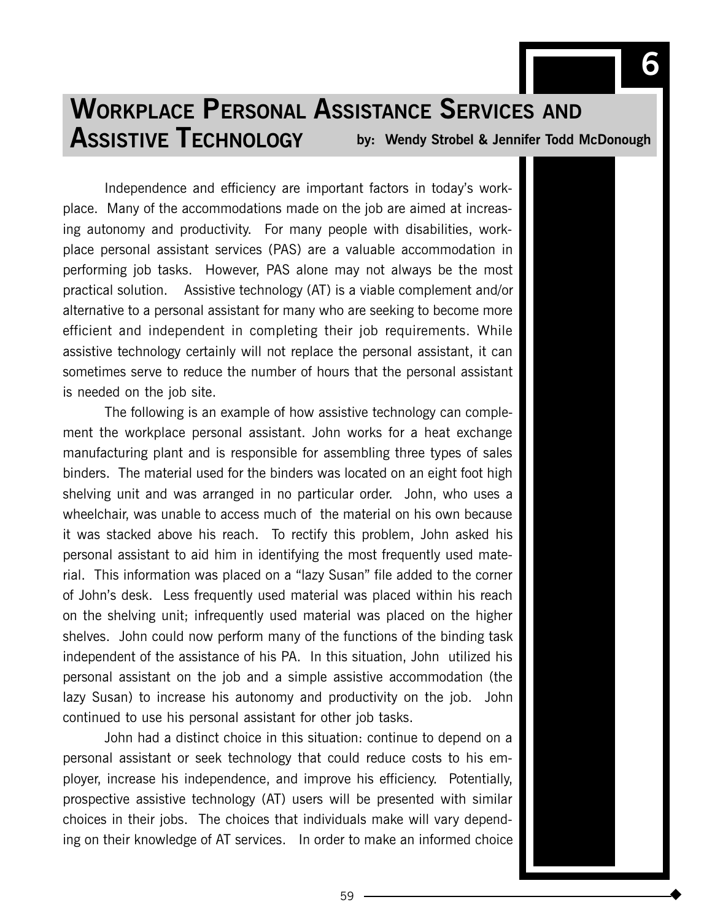# Workplace Personal Assistance Services and Assistive Technology

**by: Wendy Strobel & Jennifer Todd McDonough**

Independence and efficiency are important factors in today's workplace. Many of the accommodations made on the job are aimed at increasing autonomy and productivity. For many people with disabilities, workplace personal assistant services (PAS) are a valuable accommodation in performing job tasks. However, PAS alone may not always be the most practical solution. Assistive technology (AT) is a viable complement and/or alternative to a personal assistant for many who are seeking to become more efficient and independent in completing their job requirements. While assistive technology certainly will not replace the personal assistant, it can sometimes serve to reduce the number of hours that the personal assistant is needed on the job site.

The following is an example of how assistive technology can complement the workplace personal assistant. John works for a heat exchange manufacturing plant and is responsible for assembling three types of sales binders. The material used for the binders was located on an eight foot high shelving unit and was arranged in no particular order. John, who uses a wheelchair, was unable to access much of the material on his own because it was stacked above his reach. To rectify this problem, John asked his personal assistant to aid him in identifying the most frequently used material. This information was placed on a "lazy Susan" file added to the corner of John's desk. Less frequently used material was placed within his reach on the shelving unit; infrequently used material was placed on the higher shelves. John could now perform many of the functions of the binding task independent of the assistance of his PA. In this situation, John utilized his personal assistant on the job and a simple assistive accommodation (the lazy Susan) to increase his autonomy and productivity on the job. John continued to use his personal assistant for other job tasks.

John had a distinct choice in this situation: continue to depend on a personal assistant or seek technology that could reduce costs to his employer, increase his independence, and improve his efficiency. Potentially, prospective assistive technology (AT) users will be presented with similar choices in their jobs. The choices that individuals make will vary depending on their knowledge of AT services. In order to make an informed choice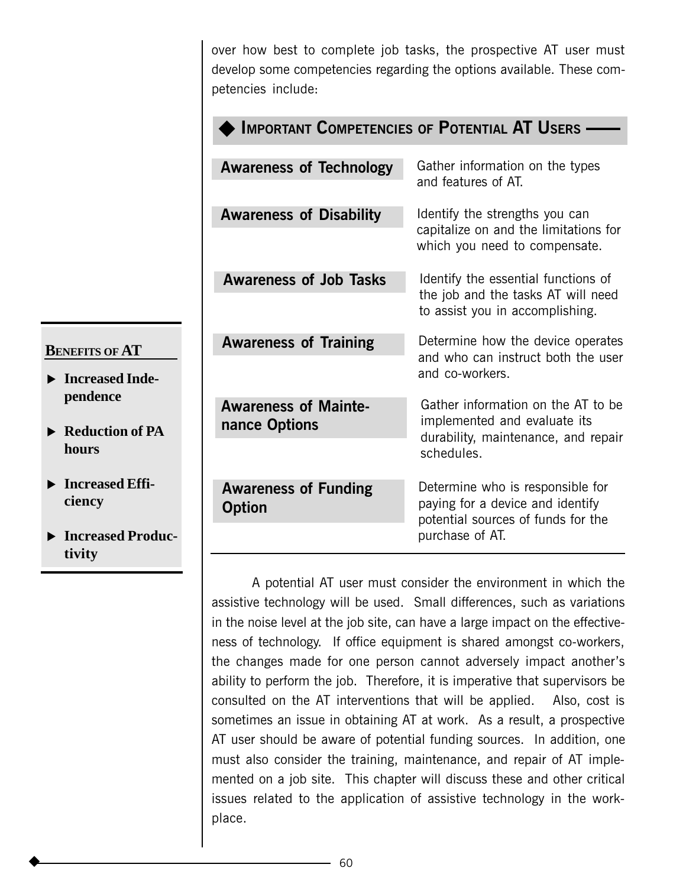over how best to complete job tasks, the prospective AT user must develop some competencies regarding the options available. These competencies include:

### ◆ Important Competencies of Potential AT Users

| Competency | Description |
| --- | --- |
| **Awareness of Technology** | Gather information on the types and features of AT. |
| **Awareness of Disability** | Identify the strengths you can capitalize on and the limitations for which you need to compensate. |
| **Awareness of Job Tasks** | Identify the essential functions of the job and the tasks AT will need to assist you in accomplishing. |
| **Awareness of Training** | Determine how the device operates and who can instruct both the user and co-workers. |
| **Awareness of Maintenance Options** | Gather information on the AT to be implemented and evaluate its durability, maintenance, and repair schedules. |
| **Awareness of Funding Option** | Determine who is responsible for paying for a device and identify potential sources of funds for the purchase of AT. |

**Benefits of AT**

- **Increased Independence**
- **Reduction of PA hours**
- **Increased Efficiency**
- **Increased Productivity**

A potential AT user must consider the environment in which the assistive technology will be used. Small differences, such as variations in the noise level at the job site, can have a large impact on the effectiveness of technology. If office equipment is shared amongst co-workers, the changes made for one person cannot adversely impact another's ability to perform the job. Therefore, it is imperative that supervisors be consulted on the AT interventions that will be applied. Also, cost is sometimes an issue in obtaining AT at work. As a result, a prospective AT user should be aware of potential funding sources. In addition, one must also consider the training, maintenance, and repair of AT implemented on a job site. This chapter will discuss these and other critical issues related to the application of assistive technology in the workplace.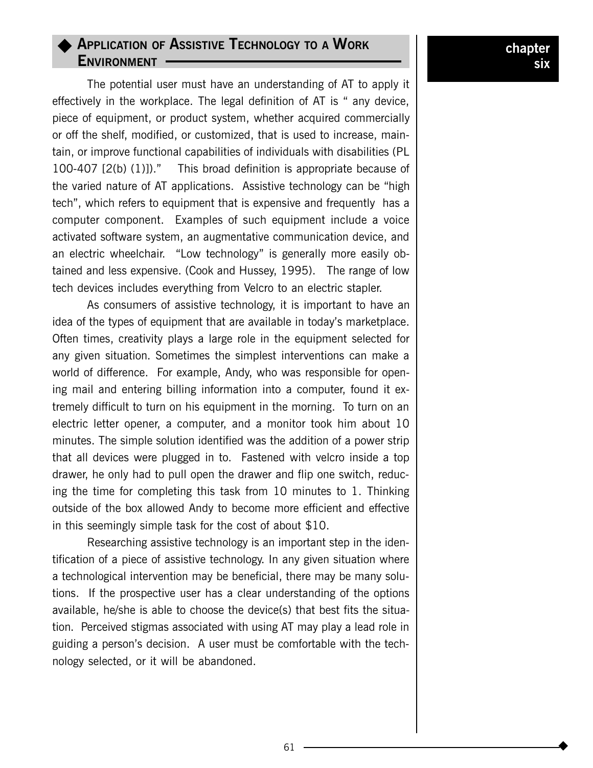## Application of Assistive Technology to a Work Environment

The potential user must have an understanding of AT to apply it effectively in the workplace. The legal definition of AT is " any device, piece of equipment, or product system, whether acquired commercially or off the shelf, modified, or customized, that is used to increase, maintain, or improve functional capabilities of individuals with disabilities (PL 100-407 [2(b) (1)])." This broad definition is appropriate because of the varied nature of AT applications. Assistive technology can be "high tech", which refers to equipment that is expensive and frequently has a computer component. Examples of such equipment include a voice activated software system, an augmentative communication device, and an electric wheelchair. "Low technology" is generally more easily obtained and less expensive. (Cook and Hussey, 1995). The range of low tech devices includes everything from Velcro to an electric stapler.

As consumers of assistive technology, it is important to have an idea of the types of equipment that are available in today's marketplace. Often times, creativity plays a large role in the equipment selected for any given situation. Sometimes the simplest interventions can make a world of difference. For example, Andy, who was responsible for opening mail and entering billing information into a computer, found it extremely difficult to turn on his equipment in the morning. To turn on an electric letter opener, a computer, and a monitor took him about 10 minutes. The simple solution identified was the addition of a power strip that all devices were plugged in to. Fastened with velcro inside a top drawer, he only had to pull open the drawer and flip one switch, reducing the time for completing this task from 10 minutes to 1. Thinking outside of the box allowed Andy to become more efficient and effective in this seemingly simple task for the cost of about $10.

Researching assistive technology is an important step in the identification of a piece of assistive technology. In any given situation where a technological intervention may be beneficial, there may be many solutions. If the prospective user has a clear understanding of the options available, he/she is able to choose the device(s) that best fits the situation. Perceived stigmas associated with using AT may play a lead role in guiding a person's decision. A user must be comfortable with the technology selected, or it will be abandoned.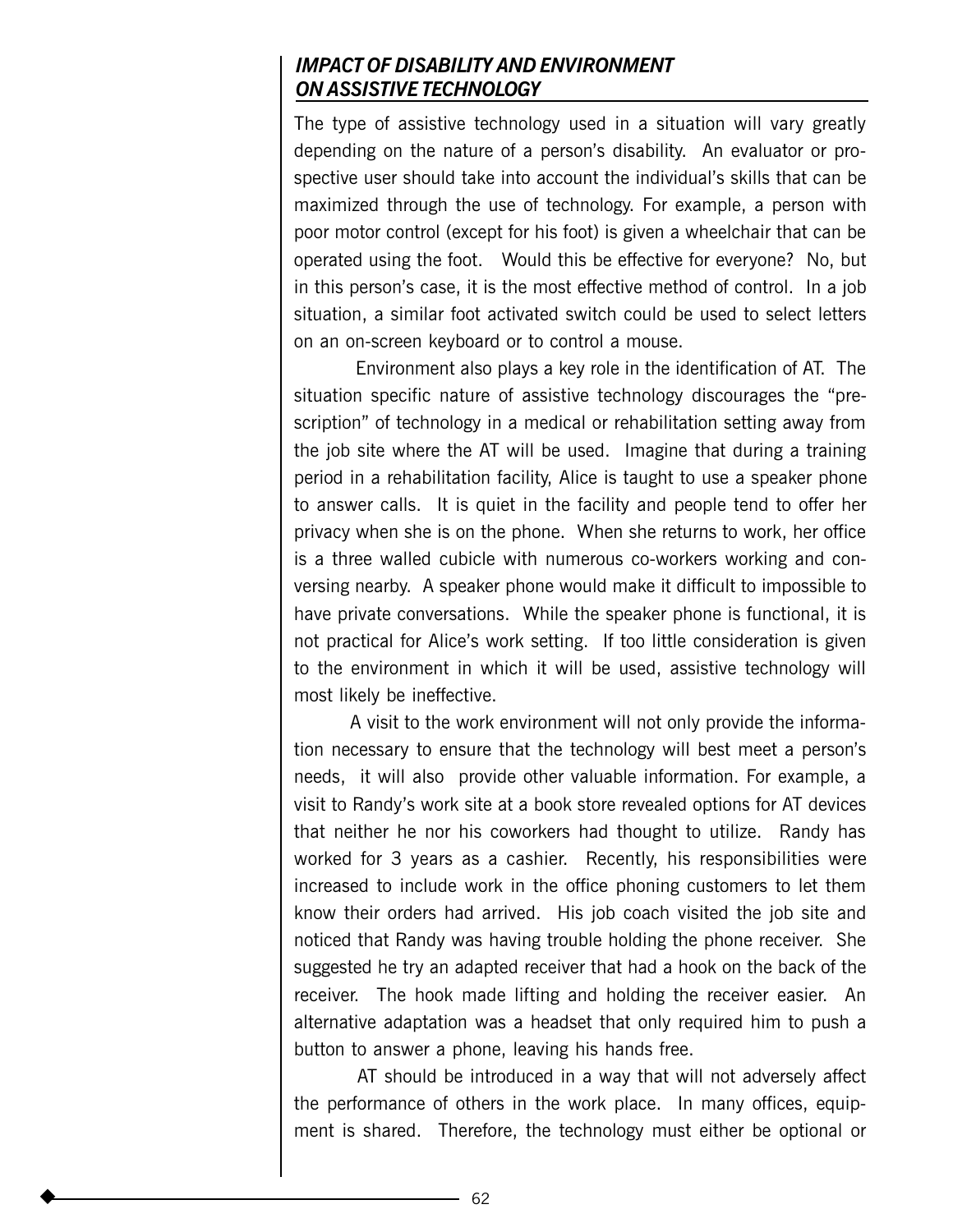## *IMPACT OF DISABILITY AND ENVIRONMENT ON ASSISTIVE TECHNOLOGY*

The type of assistive technology used in a situation will vary greatly depending on the nature of a person's disability. An evaluator or prospective user should take into account the individual's skills that can be maximized through the use of technology. For example, a person with poor motor control (except for his foot) is given a wheelchair that can be operated using the foot. Would this be effective for everyone? No, but in this person's case, it is the most effective method of control. In a job situation, a similar foot activated switch could be used to select letters on an on-screen keyboard or to control a mouse.

Environment also plays a key role in the identification of AT. The situation specific nature of assistive technology discourages the "prescription" of technology in a medical or rehabilitation setting away from the job site where the AT will be used. Imagine that during a training period in a rehabilitation facility, Alice is taught to use a speaker phone to answer calls. It is quiet in the facility and people tend to offer her privacy when she is on the phone. When she returns to work, her office is a three walled cubicle with numerous co-workers working and conversing nearby. A speaker phone would make it difficult to impossible to have private conversations. While the speaker phone is functional, it is not practical for Alice's work setting. If too little consideration is given to the environment in which it will be used, assistive technology will most likely be ineffective.

A visit to the work environment will not only provide the information necessary to ensure that the technology will best meet a person's needs, it will also provide other valuable information. For example, a visit to Randy's work site at a book store revealed options for AT devices that neither he nor his coworkers had thought to utilize. Randy has worked for 3 years as a cashier. Recently, his responsibilities were increased to include work in the office phoning customers to let them know their orders had arrived. His job coach visited the job site and noticed that Randy was having trouble holding the phone receiver. She suggested he try an adapted receiver that had a hook on the back of the receiver. The hook made lifting and holding the receiver easier. An alternative adaptation was a headset that only required him to push a button to answer a phone, leaving his hands free.

AT should be introduced in a way that will not adversely affect the performance of others in the work place. In many offices, equipment is shared. Therefore, the technology must either be optional or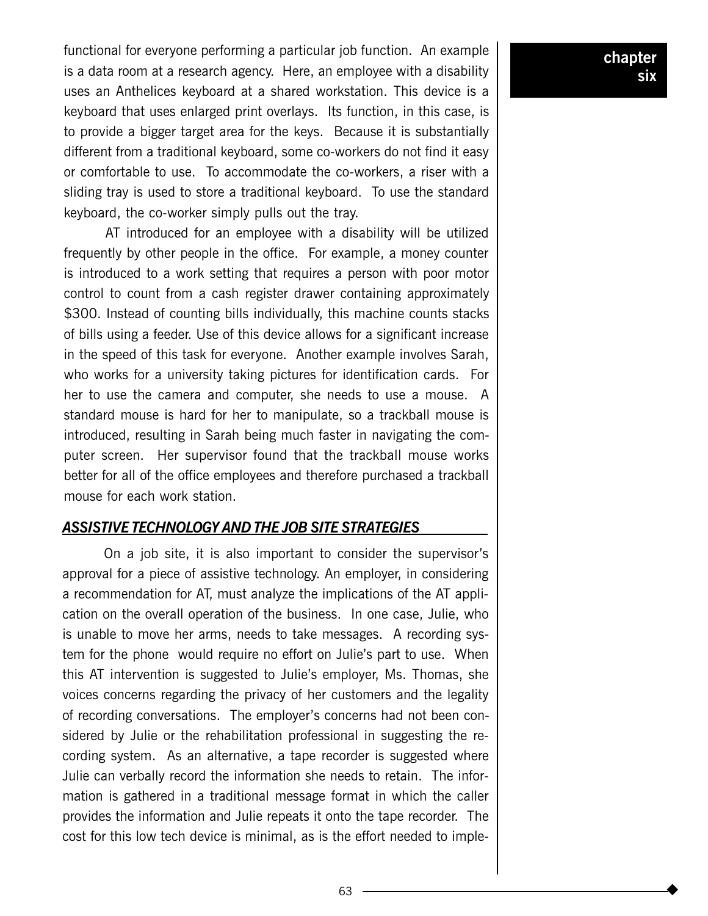functional for everyone performing a particular job function. An example is a data room at a research agency. Here, an employee with a disability uses an Anthelices keyboard at a shared workstation. This device is a keyboard that uses enlarged print overlays. Its function, in this case, is to provide a bigger target area for the keys. Because it is substantially different from a traditional keyboard, some co-workers do not find it easy or comfortable to use. To accommodate the co-workers, a riser with a sliding tray is used to store a traditional keyboard. To use the standard keyboard, the co-worker simply pulls out the tray.

AT introduced for an employee with a disability will be utilized frequently by other people in the office. For example, a money counter is introduced to a work setting that requires a person with poor motor control to count from a cash register drawer containing approximately $300. Instead of counting bills individually, this machine counts stacks of bills using a feeder. Use of this device allows for a significant increase in the speed of this task for everyone. Another example involves Sarah, who works for a university taking pictures for identification cards. For her to use the camera and computer, she needs to use a mouse. A standard mouse is hard for her to manipulate, so a trackball mouse is introduced, resulting in Sarah being much faster in navigating the computer screen. Her supervisor found that the trackball mouse works better for all of the office employees and therefore purchased a trackball mouse for each work station.

## *ASSISTIVE TECHNOLOGY AND THE JOB SITE STRATEGIES*

On a job site, it is also important to consider the supervisor's approval for a piece of assistive technology. An employer, in considering a recommendation for AT, must analyze the implications of the AT application on the overall operation of the business. In one case, Julie, who is unable to move her arms, needs to take messages. A recording system for the phone would require no effort on Julie's part to use. When this AT intervention is suggested to Julie's employer, Ms. Thomas, she voices concerns regarding the privacy of her customers and the legality of recording conversations. The employer's concerns had not been considered by Julie or the rehabilitation professional in suggesting the recording system. As an alternative, a tape recorder is suggested where Julie can verbally record the information she needs to retain. The information is gathered in a traditional message format in which the caller provides the information and Julie repeats it onto the tape recorder. The cost for this low tech device is minimal, as is the effort needed to imple-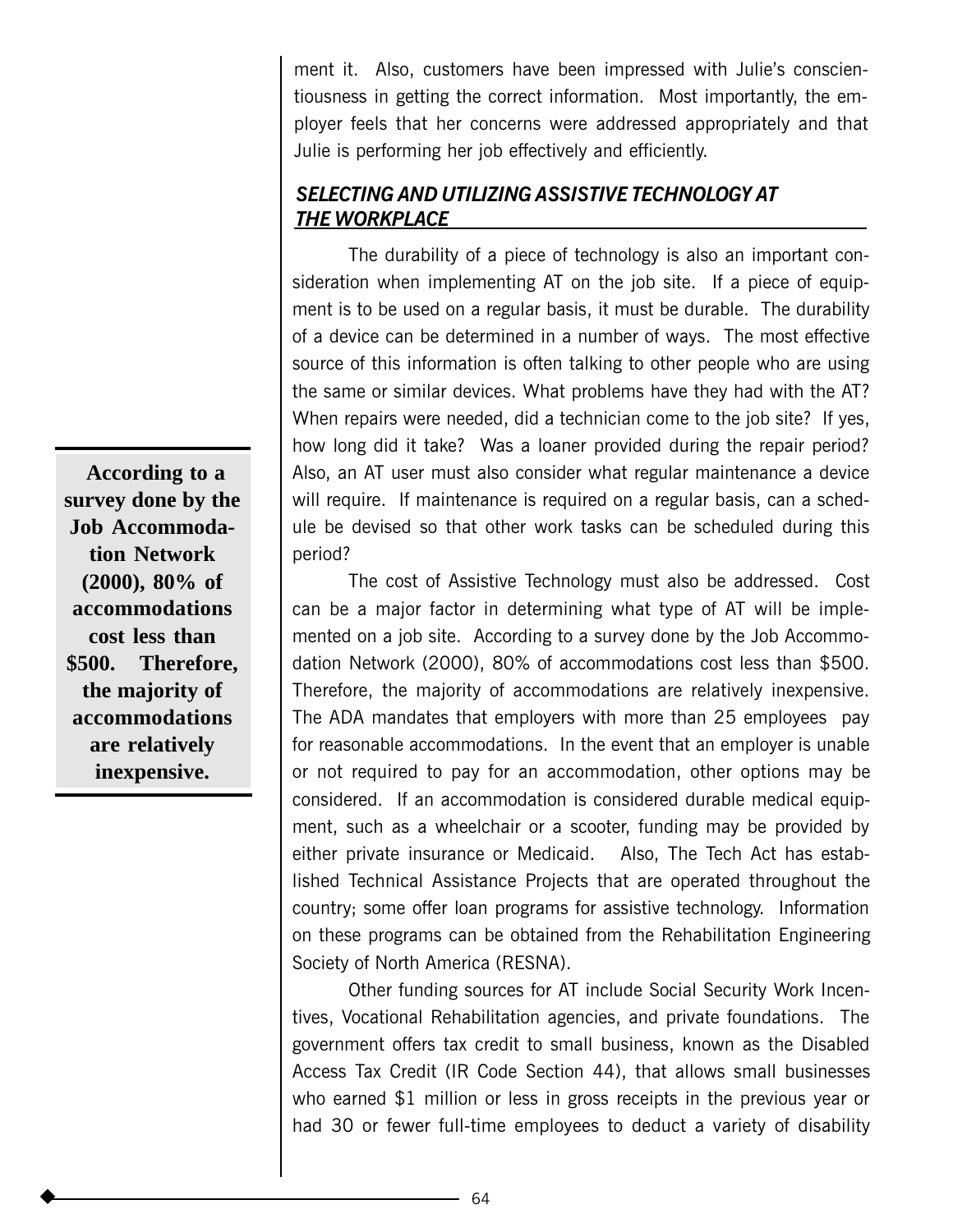ment it. Also, customers have been impressed with Julie's conscientiousness in getting the correct information. Most importantly, the employer feels that her concerns were addressed appropriately and that Julie is performing her job effectively and efficiently.

### *SELECTING AND UTILIZING ASSISTIVE TECHNOLOGY AT THE WORKPLACE*

The durability of a piece of technology is also an important consideration when implementing AT on the job site. If a piece of equipment is to be used on a regular basis, it must be durable. The durability of a device can be determined in a number of ways. The most effective source of this information is often talking to other people who are using the same or similar devices. What problems have they had with the AT? When repairs were needed, did a technician come to the job site? If yes, how long did it take? Was a loaner provided during the repair period? Also, an AT user must also consider what regular maintenance a device will require. If maintenance is required on a regular basis, can a schedule be devised so that other work tasks can be scheduled during this period?

**According to a survey done by the Job Accommodation Network (2000), 80% of accommodations cost less than $500. Therefore, the majority of accommodations are relatively inexpensive.**

The cost of Assistive Technology must also be addressed. Cost can be a major factor in determining what type of AT will be implemented on a job site. According to a survey done by the Job Accommodation Network (2000), 80% of accommodations cost less than $500. Therefore, the majority of accommodations are relatively inexpensive. The ADA mandates that employers with more than 25 employees pay for reasonable accommodations. In the event that an employer is unable or not required to pay for an accommodation, other options may be considered. If an accommodation is considered durable medical equipment, such as a wheelchair or a scooter, funding may be provided by either private insurance or Medicaid. Also, The Tech Act has established Technical Assistance Projects that are operated throughout the country; some offer loan programs for assistive technology. Information on these programs can be obtained from the Rehabilitation Engineering Society of North America (RESNA).

Other funding sources for AT include Social Security Work Incentives, Vocational Rehabilitation agencies, and private foundations. The government offers tax credit to small business, known as the Disabled Access Tax Credit (IR Code Section 44), that allows small businesses who earned $1 million or less in gross receipts in the previous year or had 30 or fewer full-time employees to deduct a variety of disability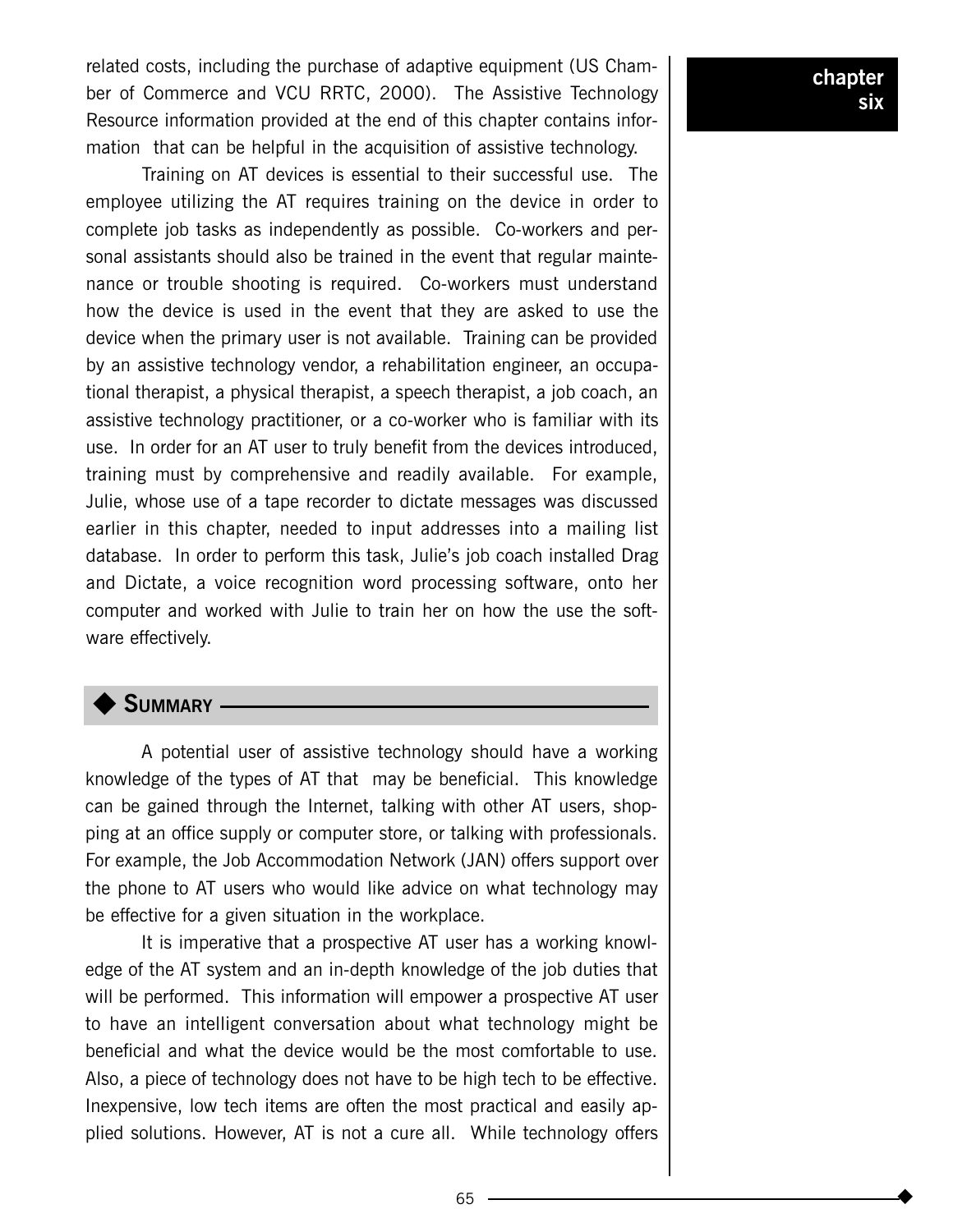related costs, including the purchase of adaptive equipment (US Chamber of Commerce and VCU RRTC, 2000). The Assistive Technology Resource information provided at the end of this chapter contains information that can be helpful in the acquisition of assistive technology.

Training on AT devices is essential to their successful use. The employee utilizing the AT requires training on the device in order to complete job tasks as independently as possible. Co-workers and personal assistants should also be trained in the event that regular maintenance or trouble shooting is required. Co-workers must understand how the device is used in the event that they are asked to use the device when the primary user is not available. Training can be provided by an assistive technology vendor, a rehabilitation engineer, an occupational therapist, a physical therapist, a speech therapist, a job coach, an assistive technology practitioner, or a co-worker who is familiar with its use. In order for an AT user to truly benefit from the devices introduced, training must by comprehensive and readily available. For example, Julie, whose use of a tape recorder to dictate messages was discussed earlier in this chapter, needed to input addresses into a mailing list database. In order to perform this task, Julie's job coach installed Drag and Dictate, a voice recognition word processing software, onto her computer and worked with Julie to train her on how the use the software effectively.

## Summary

A potential user of assistive technology should have a working knowledge of the types of AT that may be beneficial. This knowledge can be gained through the Internet, talking with other AT users, shopping at an office supply or computer store, or talking with professionals. For example, the Job Accommodation Network (JAN) offers support over the phone to AT users who would like advice on what technology may be effective for a given situation in the workplace.

It is imperative that a prospective AT user has a working knowledge of the AT system and an in-depth knowledge of the job duties that will be performed. This information will empower a prospective AT user to have an intelligent conversation about what technology might be beneficial and what the device would be the most comfortable to use. Also, a piece of technology does not have to be high tech to be effective. Inexpensive, low tech items are often the most practical and easily applied solutions. However, AT is not a cure all. While technology offers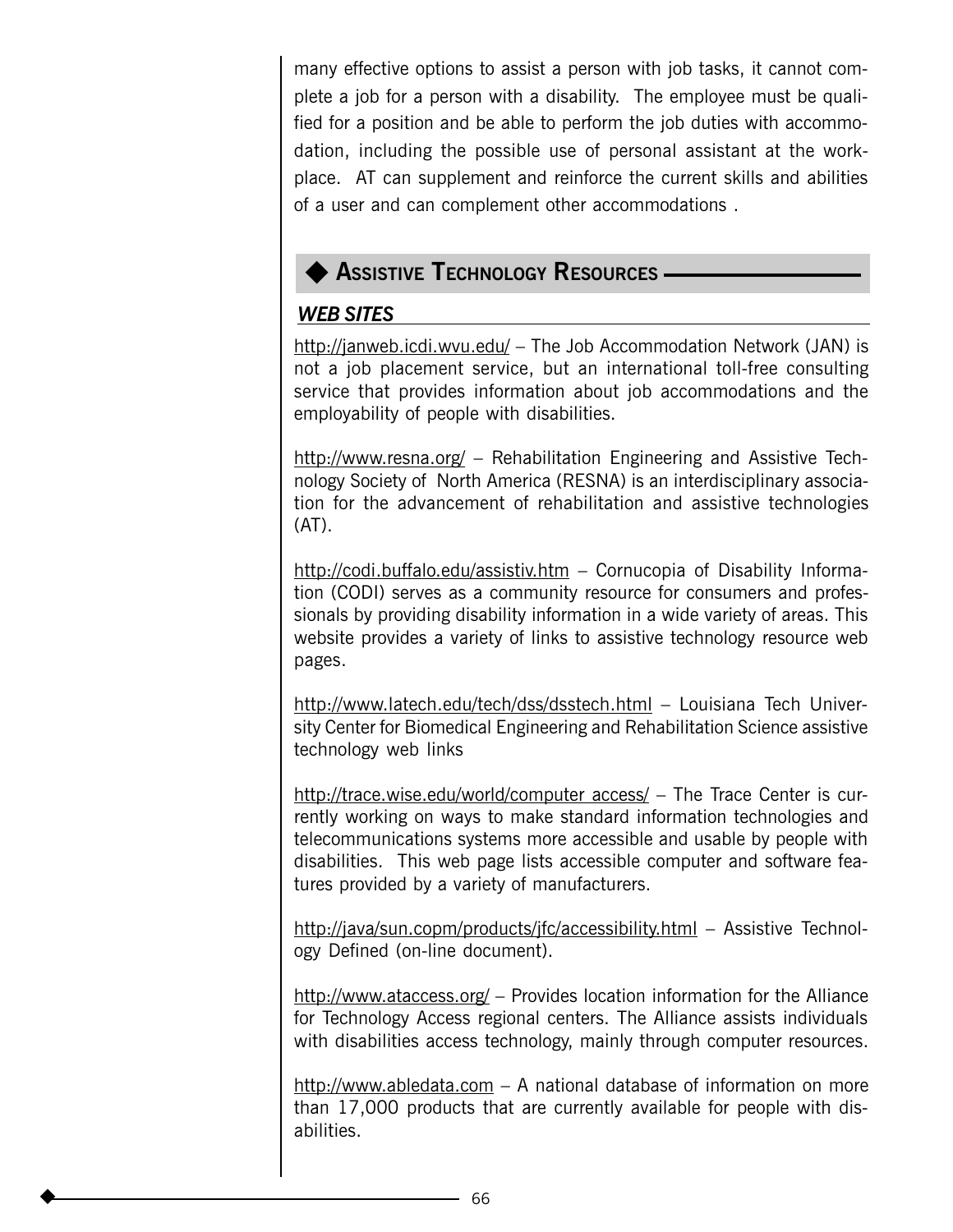many effective options to assist a person with job tasks, it cannot complete a job for a person with a disability. The employee must be qualified for a position and be able to perform the job duties with accommodation, including the possible use of personal assistant at the workplace. AT can supplement and reinforce the current skills and abilities of a user and can complement other accommodations .

## Assistive Technology Resources

### *Web Sites*

http://janweb.icdi.wvu.edu/ – The Job Accommodation Network (JAN) is not a job placement service, but an international toll-free consulting service that provides information about job accommodations and the employability of people with disabilities.

http://www.resna.org/ – Rehabilitation Engineering and Assistive Technology Society of North America (RESNA) is an interdisciplinary association for the advancement of rehabilitation and assistive technologies (AT).

http://codi.buffalo.edu/assistiv.htm – Cornucopia of Disability Information (CODI) serves as a community resource for consumers and professionals by providing disability information in a wide variety of areas. This website provides a variety of links to assistive technology resource web pages.

http://www.latech.edu/tech/dss/dsstech.html – Louisiana Tech University Center for Biomedical Engineering and Rehabilitation Science assistive technology web links

http://trace.wise.edu/world/computer access/ – The Trace Center is currently working on ways to make standard information technologies and telecommunications systems more accessible and usable by people with disabilities. This web page lists accessible computer and software features provided by a variety of manufacturers.

http://java/sun.copm/products/jfc/accessibility.html – Assistive Technology Defined (on-line document).

http://www.ataccess.org/ – Provides location information for the Alliance for Technology Access regional centers. The Alliance assists individuals with disabilities access technology, mainly through computer resources.

http://www.abledata.com – A national database of information on more than 17,000 products that are currently available for people with disabilities.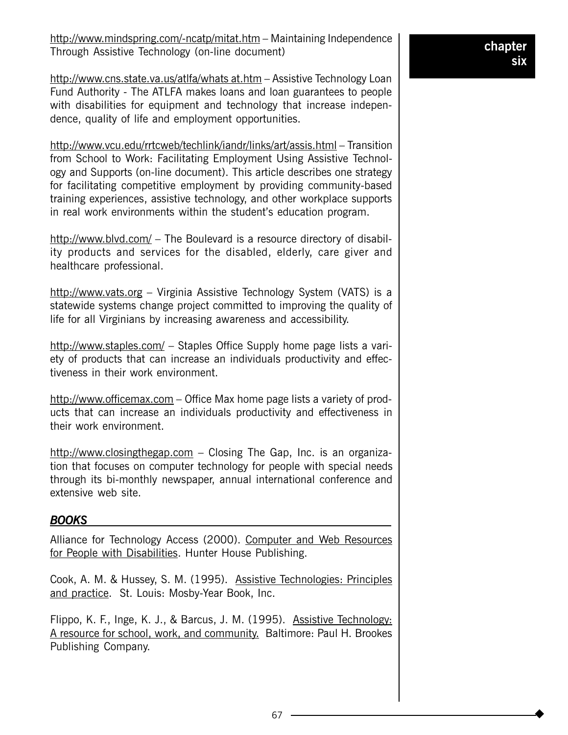http://www.mindspring.com/-ncatp/mitat.htm – Maintaining Independence Through Assistive Technology (on-line document)

http://www.cns.state.va.us/atlfa/whats at.htm – Assistive Technology Loan Fund Authority - The ATLFA makes loans and loan guarantees to people with disabilities for equipment and technology that increase independence, quality of life and employment opportunities.

http://www.vcu.edu/rrtcweb/techlink/iandr/links/art/assis.html – Transition from School to Work: Facilitating Employment Using Assistive Technology and Supports (on-line document). This article describes one strategy for facilitating competitive employment by providing community-based training experiences, assistive technology, and other workplace supports in real work environments within the student's education program.

http://www.blvd.com/ – The Boulevard is a resource directory of disability products and services for the disabled, elderly, care giver and healthcare professional.

http://www.vats.org – Virginia Assistive Technology System (VATS) is a statewide systems change project committed to improving the quality of life for all Virginians by increasing awareness and accessibility.

http://www.staples.com/ – Staples Office Supply home page lists a variety of products that can increase an individuals productivity and effectiveness in their work environment.

http://www.officemax.com – Office Max home page lists a variety of products that can increase an individuals productivity and effectiveness in their work environment.

http://www.closingthegap.com – Closing The Gap, Inc. is an organization that focuses on computer technology for people with special needs through its bi-monthly newspaper, annual international conference and extensive web site.

## *BOOKS*

Alliance for Technology Access (2000). Computer and Web Resources for People with Disabilities. Hunter House Publishing.

Cook, A. M. & Hussey, S. M. (1995). Assistive Technologies: Principles and practice. St. Louis: Mosby-Year Book, Inc.

Flippo, K. F., Inge, K. J., & Barcus, J. M. (1995). Assistive Technology: A resource for school, work, and community. Baltimore: Paul H. Brookes Publishing Company.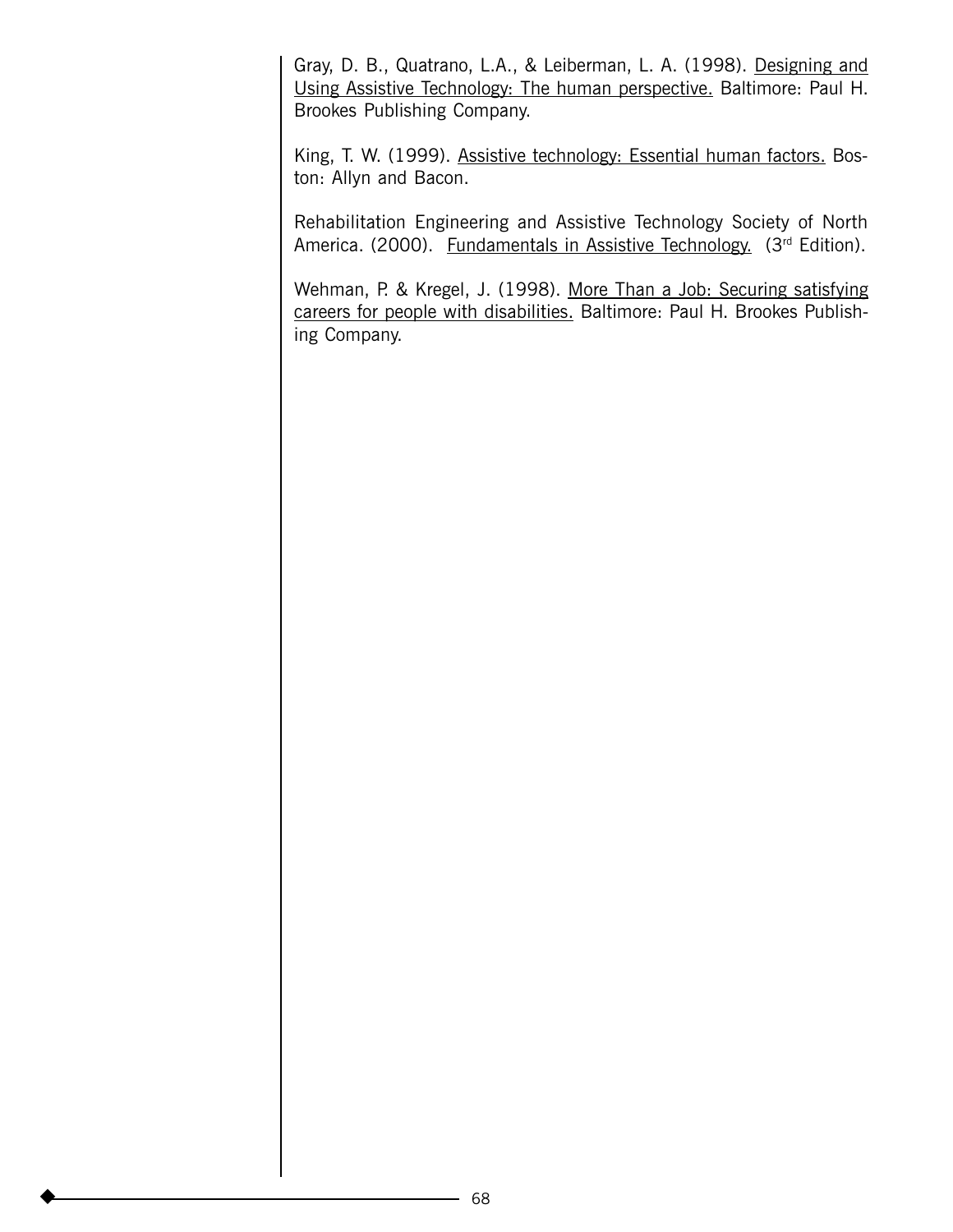Gray, D. B., Quatrano, L.A., & Leiberman, L. A. (1998). <u>Designing and Using Assistive Technology: The human perspective.</u> Baltimore: Paul H. Brookes Publishing Company.

King, T. W. (1999). <u>Assistive technology: Essential human factors.</u> Boston: Allyn and Bacon.

Rehabilitation Engineering and Assistive Technology Society of North America. (2000). <u>Fundamentals in Assistive Technology.</u> (3rd Edition).

Wehman, P. & Kregel, J. (1998). <u>More Than a Job: Securing satisfying careers for people with disabilities.</u> Baltimore: Paul H. Brookes Publishing Company.